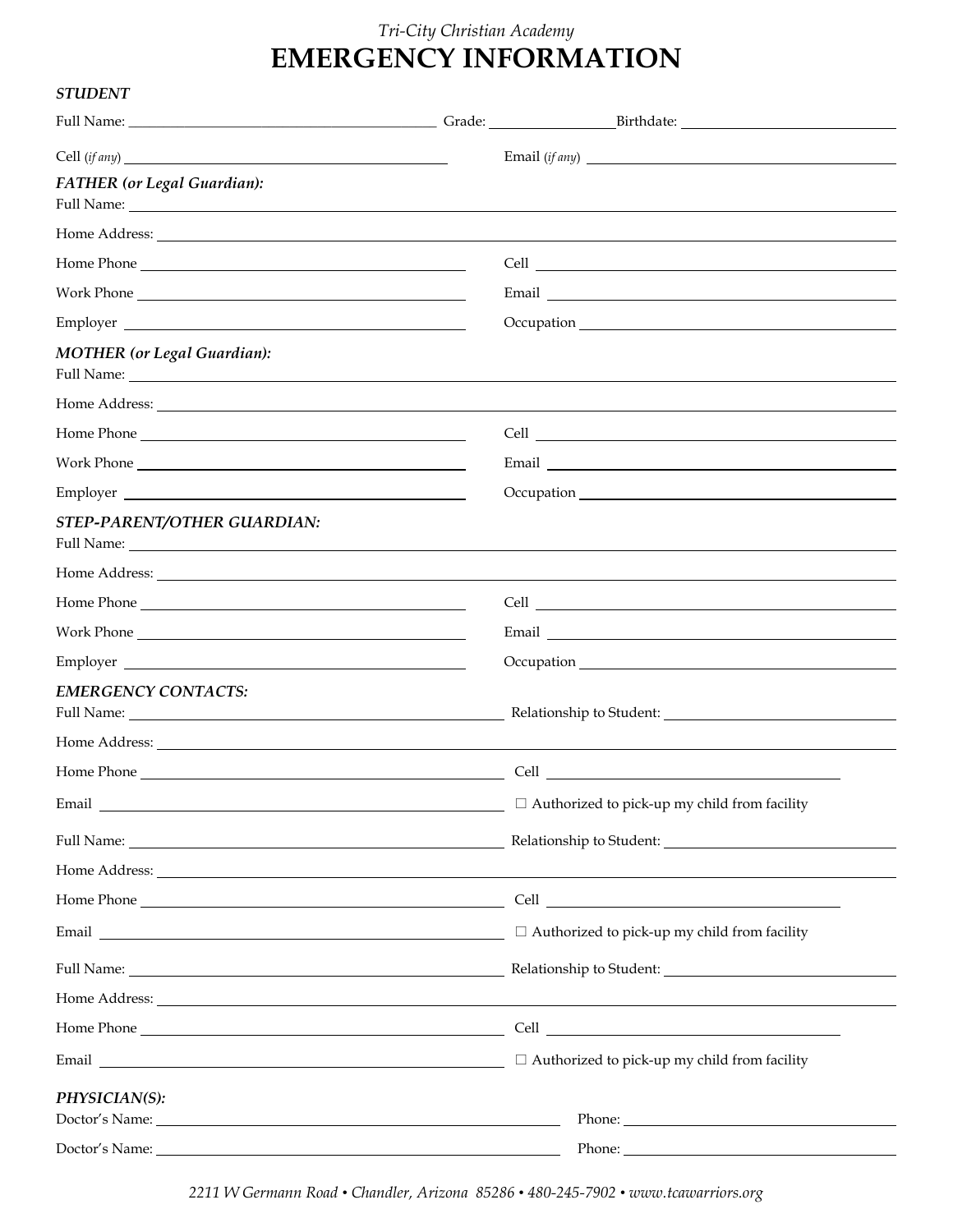Tri-City Christian Academy

# EMERGENCY INFORMATION

***STUDENT***

Full Name: ______________________ Grade: __________ Birthdate: ______________

Cell (*if any*) ______________________ Email (*if any*) ______________________

***FATHER (or Legal Guardian):***

Full Name: ______________________

Home Address: ______________________

Home Phone ______________________ Cell ______________________

Work Phone ______________________ Email ______________________

Employer ______________________ Occupation ______________________

***MOTHER (or Legal Guardian):***

Full Name: ______________________

Home Address: ______________________

Home Phone ______________________ Cell ______________________

Work Phone ______________________ Email ______________________

Employer ______________________ Occupation ______________________

***STEP-PARENT/OTHER GUARDIAN:***

Full Name: ______________________

Home Address: ______________________

Home Phone ______________________ Cell ______________________

Work Phone ______________________ Email ______________________

Employer ______________________ Occupation ______________________

***EMERGENCY CONTACTS:***

Full Name: ______________________ Relationship to Student: ______________________

Home Address: ______________________

Home Phone ______________________ Cell ______________________

Email ______________________ ☐ Authorized to pick-up my child from facility

Full Name: ______________________ Relationship to Student: ______________________

Home Address: ______________________

Home Phone ______________________ Cell ______________________

Email ______________________ ☐ Authorized to pick-up my child from facility

Full Name: ______________________ Relationship to Student: ______________________

Home Address: ______________________

Home Phone ______________________ Cell ______________________

Email ______________________ ☐ Authorized to pick-up my child from facility

***PHYSICIAN(S):***

Doctor's Name: ______________________ Phone: ______________________

Doctor's Name: ______________________ Phone: ______________________

*2211 W Germann Road • Chandler, Arizona 85286 • 480-245-7902 • www.tcawarriors.org*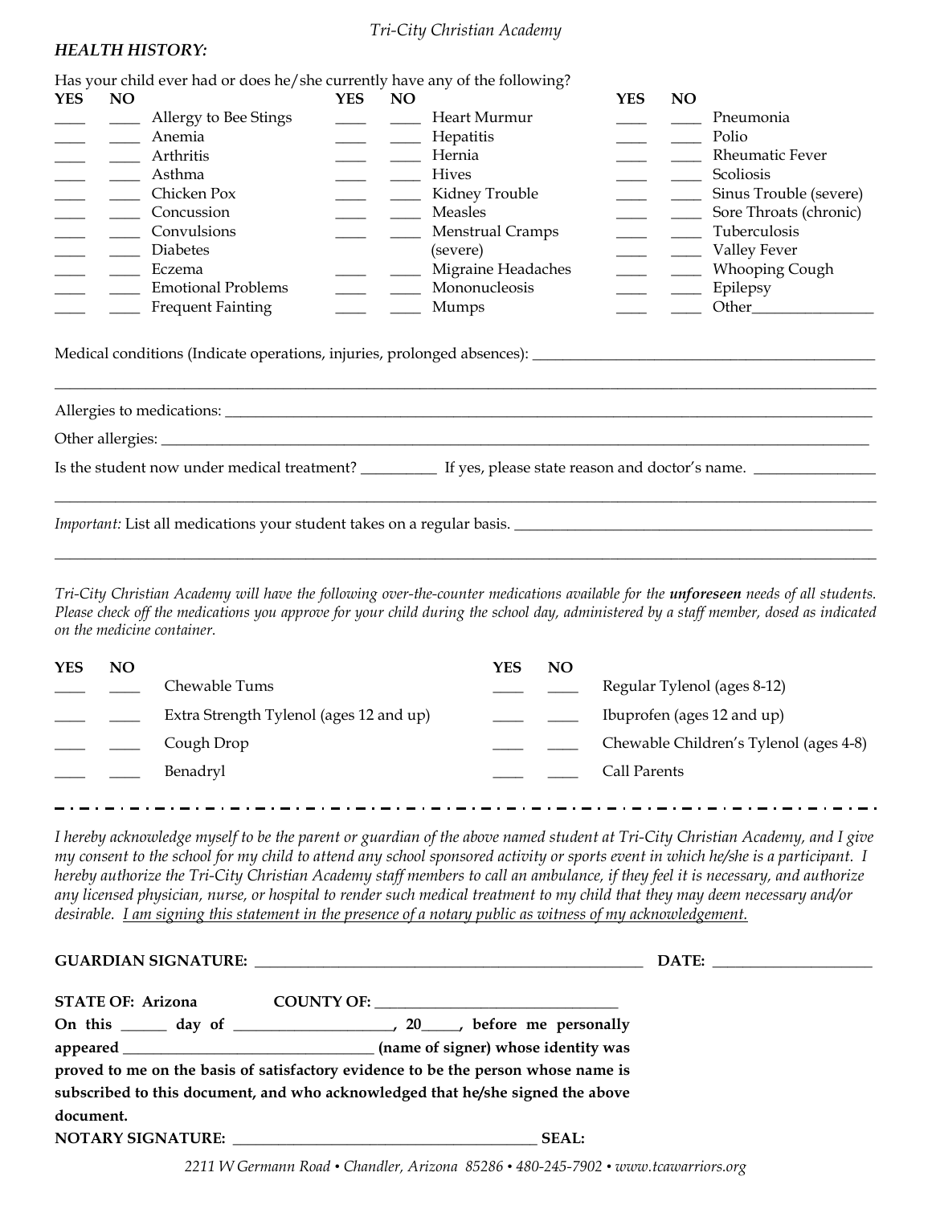**Tri-City Christian Academy**

***HEALTH HISTORY:***

Has your child ever had or does he/she currently have any of the following?

| YES | NO | | YES | NO | | YES | NO | |
|---|---|---|---|---|---|---|---|---|
| ____ | ____ | Allergy to Bee Stings | ____ | ____ | Heart Murmur | ____ | ____ | Pneumonia |
| ____ | ____ | Anemia | ____ | ____ | Hepatitis | ____ | ____ | Polio |
| ____ | ____ | Arthritis | ____ | ____ | Hernia | ____ | ____ | Rheumatic Fever |
| ____ | ____ | Asthma | ____ | ____ | Hives | ____ | ____ | Scoliosis |
| ____ | ____ | Chicken Pox | ____ | ____ | Kidney Trouble | ____ | ____ | Sinus Trouble (severe) |
| ____ | ____ | Concussion | ____ | ____ | Measles | ____ | ____ | Sore Throats (chronic) |
| ____ | ____ | Convulsions | ____ | ____ | Menstrual Cramps (severe) | ____ | ____ | Tuberculosis |
| ____ | ____ | Diabetes | | | | ____ | ____ | Valley Fever |
| ____ | ____ | Eczema | ____ | ____ | Migraine Headaches | ____ | ____ | Whooping Cough |
| ____ | ____ | Emotional Problems | ____ | ____ | Mononucleosis | ____ | ____ | Epilepsy |
| ____ | ____ | Frequent Fainting | ____ | ____ | Mumps | ____ | ____ | Other________________ |

Medical conditions (Indicate operations, injuries, prolonged absences): ____________________________________________

__________________________________________________________________________________________________

Allergies to medications: __________________________________________________________________________________

Other allergies: _________________________________________________________________________________________

Is the student now under medical treatment? __________ If yes, please state reason and doctor's name. _______________

__________________________________________________________________________________________________

*Important:* List all medications your student takes on a regular basis. ______________________________________________

__________________________________________________________________________________________________

*Tri-City Christian Academy will have the following over-the-counter medications available for the* ***unforeseen*** *needs of all students. Please check off the medications you approve for your child during the school day, administered by a staff member, dosed as indicated on the medicine container.*

| YES | NO | | YES | NO | |
|---|---|---|---|---|---|
| ____ | ____ | Chewable Tums | ____ | ____ | Regular Tylenol (ages 8-12) |
| ____ | ____ | Extra Strength Tylenol (ages 12 and up) | ____ | ____ | Ibuprofen (ages 12 and up) |
| ____ | ____ | Cough Drop | ____ | ____ | Chewable Children's Tylenol (ages 4-8) |
| ____ | ____ | Benadryl | ____ | ____ | Call Parents |

*I hereby acknowledge myself to be the parent or guardian of the above named student at Tri-City Christian Academy, and I give my consent to the school for my child to attend any school sponsored activity or sports event in which he/she is a participant. I hereby authorize the Tri-City Christian Academy staff members to call an ambulance, if they feel it is necessary, and authorize any licensed physician, nurse, or hospital to render such medical treatment to my child that they may deem necessary and/or desirable. I am signing this statement in the presence of a notary public as witness of my acknowledgement.*

**GUARDIAN SIGNATURE:** ____________________________________________________ **DATE:** _____________________

**STATE OF: Arizona COUNTY OF:** ________________________________

**On this ______ day of ____________________, 20_____, before me personally appeared ________________________________ (name of signer) whose identity was proved to me on the basis of satisfactory evidence to be the person whose name is subscribed to this document, and who acknowledged that he/she signed the above document.**

**NOTARY SIGNATURE:** ________________________________________ **SEAL:**

2211 W Germann Road • Chandler, Arizona 85286 • 480-245-7902 • www.tcawarriors.org